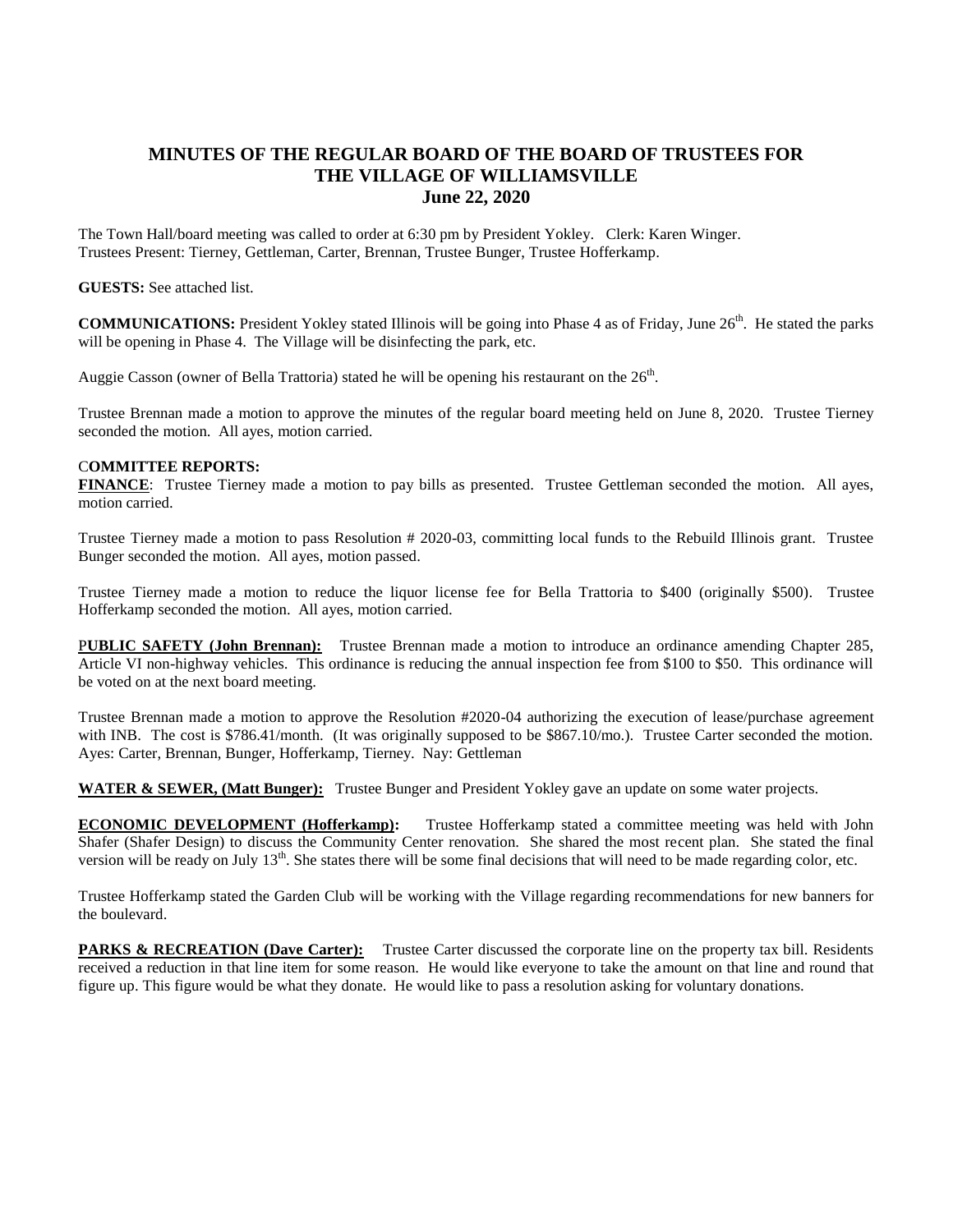# MINUTES OF THE REGULAR BOARD OF THE BOARD OF TRUSTEES FOR THE VILLAGE OF WILLIAMSVILLE
## June 22, 2020

The Town Hall/board meeting was called to order at 6:30 pm by President Yokley. Clerk: Karen Winger.
Trustees Present: Tierney, Gettleman, Carter, Brennan, Trustee Bunger, Trustee Hofferkamp.

**GUESTS:** See attached list.

**COMMUNICATIONS:** President Yokley stated Illinois will be going into Phase 4 as of Friday, June 26th. He stated the parks will be opening in Phase 4. The Village will be disinfecting the park, etc.

Auggie Casson (owner of Bella Trattoria) stated he will be opening his restaurant on the 26th.

Trustee Brennan made a motion to approve the minutes of the regular board meeting held on June 8, 2020. Trustee Tierney seconded the motion. All ayes, motion carried.

**COMMITTEE REPORTS:**

**FINANCE**: Trustee Tierney made a motion to pay bills as presented. Trustee Gettleman seconded the motion. All ayes, motion carried.

Trustee Tierney made a motion to pass Resolution # 2020-03, committing local funds to the Rebuild Illinois grant. Trustee Bunger seconded the motion. All ayes, motion passed.

Trustee Tierney made a motion to reduce the liquor license fee for Bella Trattoria to $400 (originally $500). Trustee Hofferkamp seconded the motion. All ayes, motion carried.

**PUBLIC SAFETY (John Brennan):** Trustee Brennan made a motion to introduce an ordinance amending Chapter 285, Article VI non-highway vehicles. This ordinance is reducing the annual inspection fee from $100 to $50. This ordinance will be voted on at the next board meeting.

Trustee Brennan made a motion to approve the Resolution #2020-04 authorizing the execution of lease/purchase agreement with INB. The cost is $786.41/month. (It was originally supposed to be $867.10/mo.). Trustee Carter seconded the motion. Ayes: Carter, Brennan, Bunger, Hofferkamp, Tierney. Nay: Gettleman

**WATER & SEWER, (Matt Bunger):** Trustee Bunger and President Yokley gave an update on some water projects.

**ECONOMIC DEVELOPMENT (Hofferkamp):** Trustee Hofferkamp stated a committee meeting was held with John Shafer (Shafer Design) to discuss the Community Center renovation. She shared the most recent plan. She stated the final version will be ready on July 13th. She states there will be some final decisions that will need to be made regarding color, etc.

Trustee Hofferkamp stated the Garden Club will be working with the Village regarding recommendations for new banners for the boulevard.

**PARKS & RECREATION (Dave Carter):** Trustee Carter discussed the corporate line on the property tax bill. Residents received a reduction in that line item for some reason. He would like everyone to take the amount on that line and round that figure up. This figure would be what they donate. He would like to pass a resolution asking for voluntary donations.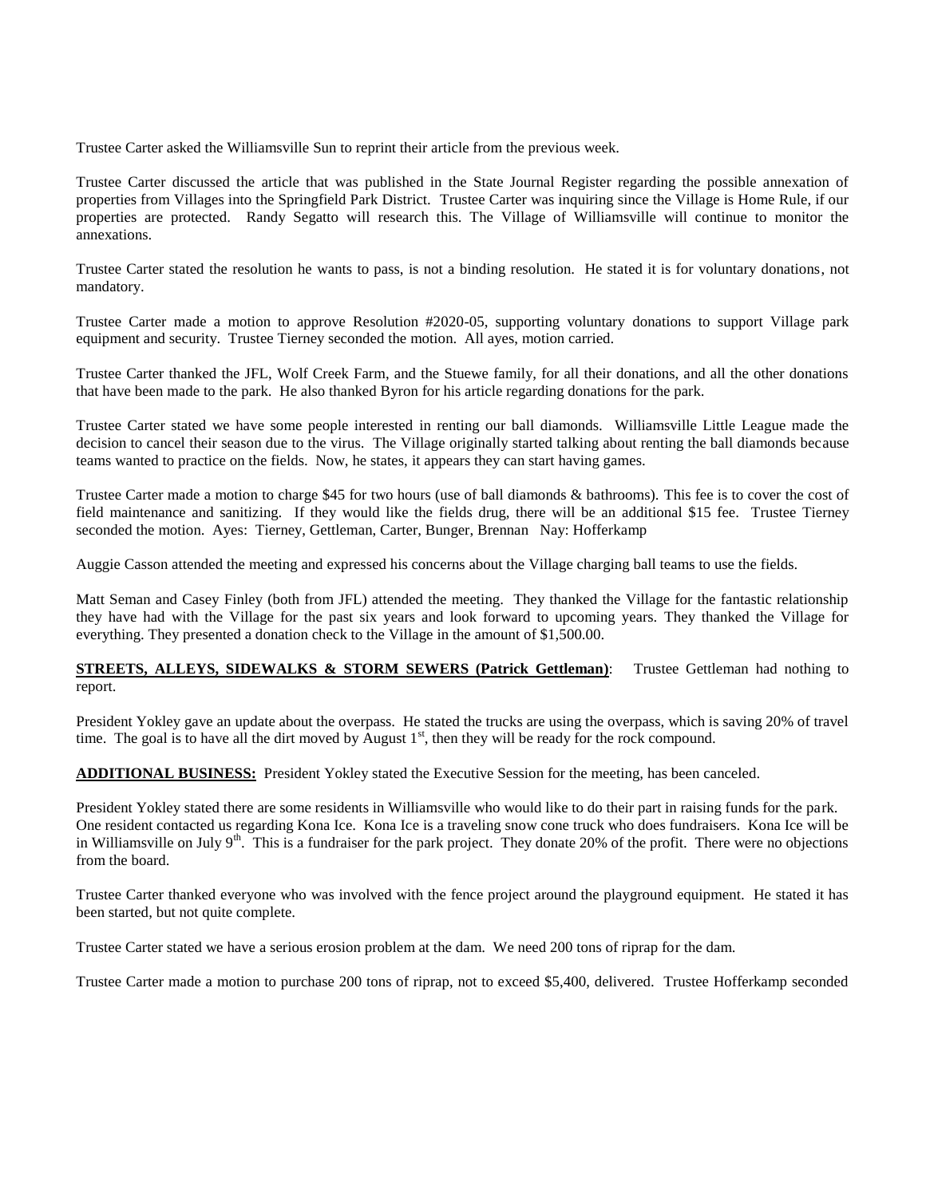Trustee Carter asked the Williamsville Sun to reprint their article from the previous week.

Trustee Carter discussed the article that was published in the State Journal Register regarding the possible annexation of properties from Villages into the Springfield Park District. Trustee Carter was inquiring since the Village is Home Rule, if our properties are protected. Randy Segatto will research this. The Village of Williamsville will continue to monitor the annexations.

Trustee Carter stated the resolution he wants to pass, is not a binding resolution. He stated it is for voluntary donations, not mandatory.

Trustee Carter made a motion to approve Resolution #2020-05, supporting voluntary donations to support Village park equipment and security. Trustee Tierney seconded the motion. All ayes, motion carried.

Trustee Carter thanked the JFL, Wolf Creek Farm, and the Stuewe family, for all their donations, and all the other donations that have been made to the park. He also thanked Byron for his article regarding donations for the park.

Trustee Carter stated we have some people interested in renting our ball diamonds. Williamsville Little League made the decision to cancel their season due to the virus. The Village originally started talking about renting the ball diamonds because teams wanted to practice on the fields. Now, he states, it appears they can start having games.

Trustee Carter made a motion to charge $45 for two hours (use of ball diamonds & bathrooms). This fee is to cover the cost of field maintenance and sanitizing. If they would like the fields drug, there will be an additional $15 fee. Trustee Tierney seconded the motion. Ayes: Tierney, Gettleman, Carter, Bunger, Brennan Nay: Hofferkamp

Auggie Casson attended the meeting and expressed his concerns about the Village charging ball teams to use the fields.

Matt Seman and Casey Finley (both from JFL) attended the meeting. They thanked the Village for the fantastic relationship they have had with the Village for the past six years and look forward to upcoming years. They thanked the Village for everything. They presented a donation check to the Village in the amount of $1,500.00.

**STREETS, ALLEYS, SIDEWALKS & STORM SEWERS (Patrick Gettleman)**: Trustee Gettleman had nothing to report.

President Yokley gave an update about the overpass. He stated the trucks are using the overpass, which is saving 20% of travel time. The goal is to have all the dirt moved by August 1st, then they will be ready for the rock compound.

**ADDITIONAL BUSINESS:** President Yokley stated the Executive Session for the meeting, has been canceled.

President Yokley stated there are some residents in Williamsville who would like to do their part in raising funds for the park. One resident contacted us regarding Kona Ice. Kona Ice is a traveling snow cone truck who does fundraisers. Kona Ice will be in Williamsville on July 9th. This is a fundraiser for the park project. They donate 20% of the profit. There were no objections from the board.

Trustee Carter thanked everyone who was involved with the fence project around the playground equipment. He stated it has been started, but not quite complete.

Trustee Carter stated we have a serious erosion problem at the dam. We need 200 tons of riprap for the dam.

Trustee Carter made a motion to purchase 200 tons of riprap, not to exceed $5,400, delivered. Trustee Hofferkamp seconded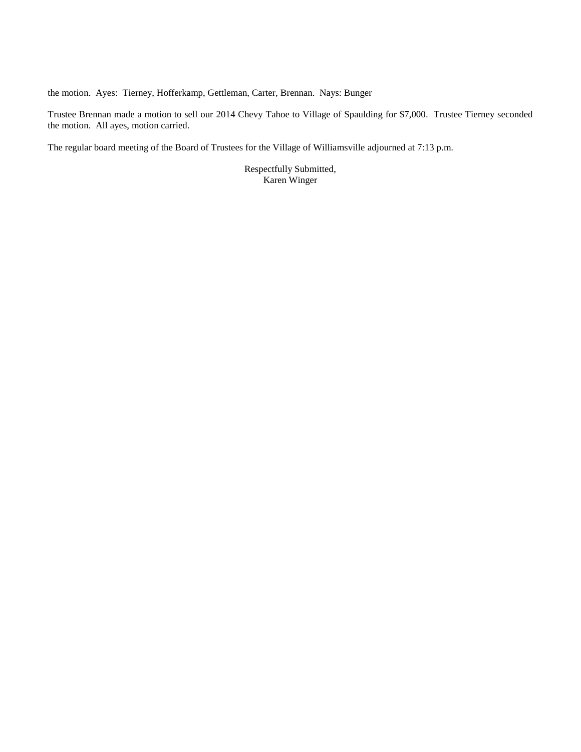the motion. Ayes: Tierney, Hofferkamp, Gettleman, Carter, Brennan. Nays: Bunger

Trustee Brennan made a motion to sell our 2014 Chevy Tahoe to Village of Spaulding for $7,000. Trustee Tierney seconded the motion. All ayes, motion carried.

The regular board meeting of the Board of Trustees for the Village of Williamsville adjourned at 7:13 p.m.

Respectfully Submitted,
Karen Winger